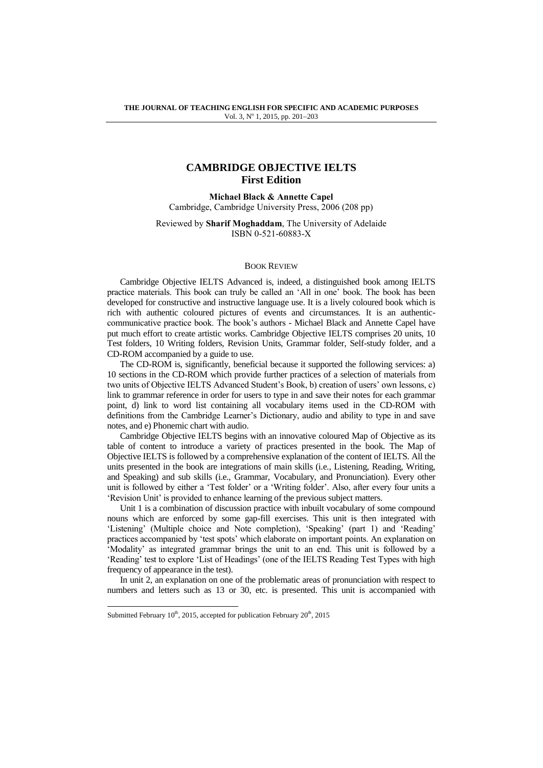# CAMBRIDGE OBJECTIVE IELTS
## First Edition

**Michael Black & Annette Capel**
Cambridge, Cambridge University Press, 2006 (208 pp)

Reviewed by **Sharif Moghaddam**, The University of Adelaide
ISBN 0-521-60883-X

### BOOK REVIEW

Cambridge Objective IELTS Advanced is, indeed, a distinguished book among IELTS practice materials. This book can truly be called an 'All in one' book. The book has been developed for constructive and instructive language use. It is a lively coloured book which is rich with authentic coloured pictures of events and circumstances. It is an authentic-communicative practice book. The book's authors - Michael Black and Annette Capel have put much effort to create artistic works. Cambridge Objective IELTS comprises 20 units, 10 Test folders, 10 Writing folders, Revision Units, Grammar folder, Self-study folder, and a CD-ROM accompanied by a guide to use.

The CD-ROM is, significantly, beneficial because it supported the following services: a) 10 sections in the CD-ROM which provide further practices of a selection of materials from two units of Objective IELTS Advanced Student's Book, b) creation of users' own lessons, c) link to grammar reference in order for users to type in and save their notes for each grammar point, d) link to word list containing all vocabulary items used in the CD-ROM with definitions from the Cambridge Learner's Dictionary, audio and ability to type in and save notes, and e) Phonemic chart with audio.

Cambridge Objective IELTS begins with an innovative coloured Map of Objective as its table of content to introduce a variety of practices presented in the book. The Map of Objective IELTS is followed by a comprehensive explanation of the content of IELTS. All the units presented in the book are integrations of main skills (i.e., Listening, Reading, Writing, and Speaking) and sub skills (i.e., Grammar, Vocabulary, and Pronunciation). Every other unit is followed by either a 'Test folder' or a 'Writing folder'. Also, after every four units a 'Revision Unit' is provided to enhance learning of the previous subject matters.

Unit 1 is a combination of discussion practice with inbuilt vocabulary of some compound nouns which are enforced by some gap-fill exercises. This unit is then integrated with 'Listening' (Multiple choice and Note completion), 'Speaking' (part 1) and 'Reading' practices accompanied by 'test spots' which elaborate on important points. An explanation on 'Modality' as integrated grammar brings the unit to an end. This unit is followed by a 'Reading' test to explore 'List of Headings' (one of the IELTS Reading Test Types with high frequency of appearance in the test).

In unit 2, an explanation on one of the problematic areas of pronunciation with respect to numbers and letters such as 13 or 30, etc. is presented. This unit is accompanied with

Submitted February 10th, 2015, accepted for publication February 20th, 2015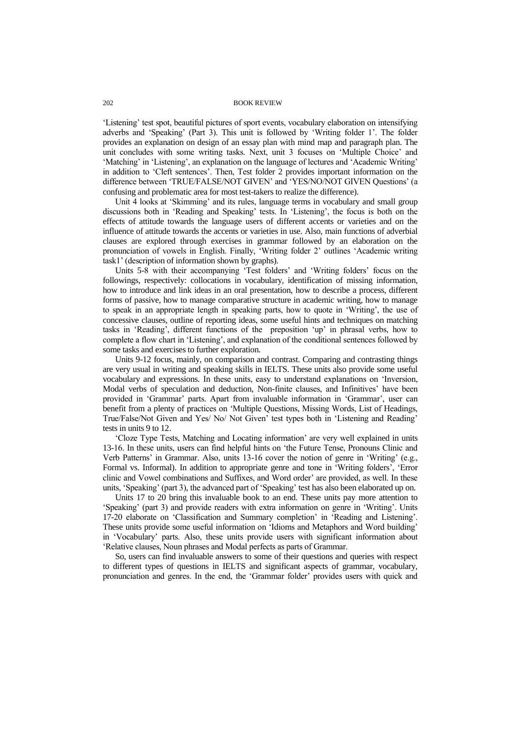'Listening' test spot, beautiful pictures of sport events, vocabulary elaboration on intensifying adverbs and 'Speaking' (Part 3). This unit is followed by 'Writing folder 1'. The folder provides an explanation on design of an essay plan with mind map and paragraph plan. The unit concludes with some writing tasks. Next, unit 3 focuses on 'Multiple Choice' and 'Matching' in 'Listening', an explanation on the language of lectures and 'Academic Writing' in addition to 'Cleft sentences'. Then, Test folder 2 provides important information on the difference between 'TRUE/FALSE/NOT GIVEN' and 'YES/NO/NOT GIVEN Questions' (a confusing and problematic area for most test-takers to realize the difference).

Unit 4 looks at 'Skimming' and its rules, language terms in vocabulary and small group discussions both in 'Reading and Speaking' tests. In 'Listening', the focus is both on the effects of attitude towards the language users of different accents or varieties and on the influence of attitude towards the accents or varieties in use. Also, main functions of adverbial clauses are explored through exercises in grammar followed by an elaboration on the pronunciation of vowels in English. Finally, 'Writing folder 2' outlines 'Academic writing task1' (description of information shown by graphs).

Units 5-8 with their accompanying 'Test folders' and 'Writing folders' focus on the followings, respectively: collocations in vocabulary, identification of missing information, how to introduce and link ideas in an oral presentation, how to describe a process, different forms of passive, how to manage comparative structure in academic writing, how to manage to speak in an appropriate length in speaking parts, how to quote in 'Writing', the use of concessive clauses, outline of reporting ideas, some useful hints and techniques on matching tasks in 'Reading', different functions of the preposition 'up' in phrasal verbs, how to complete a flow chart in 'Listening', and explanation of the conditional sentences followed by some tasks and exercises to further exploration.

Units 9-12 focus, mainly, on comparison and contrast. Comparing and contrasting things are very usual in writing and speaking skills in IELTS. These units also provide some useful vocabulary and expressions. In these units, easy to understand explanations on 'Inversion, Modal verbs of speculation and deduction, Non-finite clauses, and Infinitives' have been provided in 'Grammar' parts. Apart from invaluable information in 'Grammar', user can benefit from a plenty of practices on 'Multiple Questions, Missing Words, List of Headings, True/False/Not Given and Yes/ No/ Not Given' test types both in 'Listening and Reading' tests in units 9 to 12.

'Cloze Type Tests, Matching and Locating information' are very well explained in units 13-16. In these units, users can find helpful hints on 'the Future Tense, Pronouns Clinic and Verb Patterns' in Grammar. Also, units 13-16 cover the notion of genre in 'Writing' (e.g., Formal vs. Informal). In addition to appropriate genre and tone in 'Writing folders', 'Error clinic and Vowel combinations and Suffixes, and Word order' are provided, as well. In these units, 'Speaking' (part 3), the advanced part of 'Speaking' test has also been elaborated up on.

Units 17 to 20 bring this invaluable book to an end. These units pay more attention to 'Speaking' (part 3) and provide readers with extra information on genre in 'Writing'. Units 17-20 elaborate on 'Classification and Summary completion' in 'Reading and Listening'. These units provide some useful information on 'Idioms and Metaphors and Word building' in 'Vocabulary' parts. Also, these units provide users with significant information about 'Relative clauses, Noun phrases and Modal perfects as parts of Grammar.

So, users can find invaluable answers to some of their questions and queries with respect to different types of questions in IELTS and significant aspects of grammar, vocabulary, pronunciation and genres. In the end, the 'Grammar folder' provides users with quick and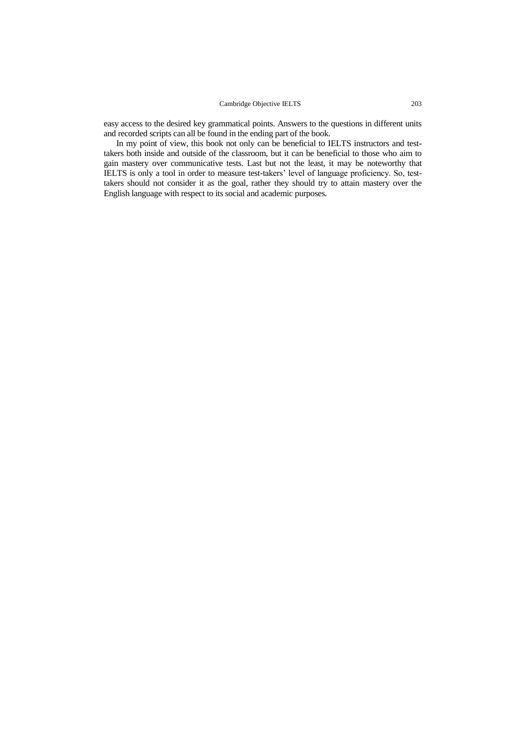easy access to the desired key grammatical points. Answers to the questions in different units and recorded scripts can all be found in the ending part of the book.

In my point of view, this book not only can be beneficial to IELTS instructors and test-takers both inside and outside of the classroom, but it can be beneficial to those who aim to gain mastery over communicative tests. Last but not the least, it may be noteworthy that IELTS is only a tool in order to measure test-takers' level of language proficiency. So, test-takers should not consider it as the goal, rather they should try to attain mastery over the English language with respect to its social and academic purposes.